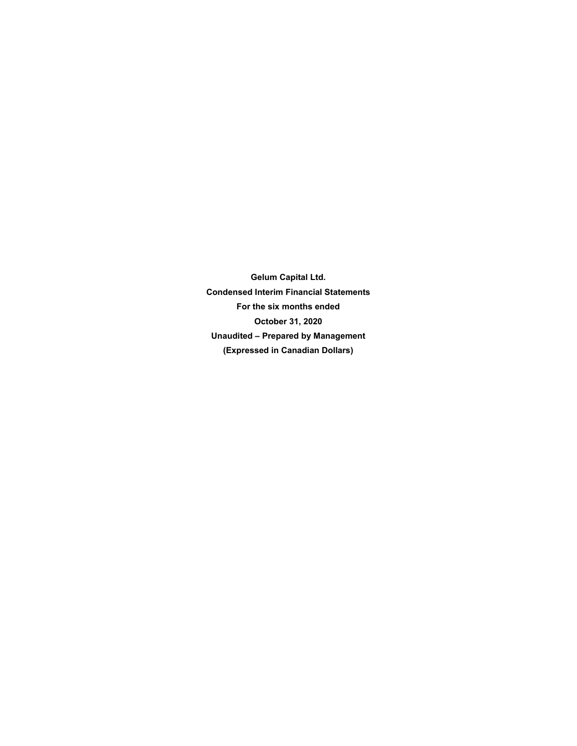**Gelum Capital Ltd.**

**Condensed Interim Financial Statements**

**For the six months ended**

**October 31, 2020**

**Unaudited – Prepared by Management**

**(Expressed in Canadian Dollars)**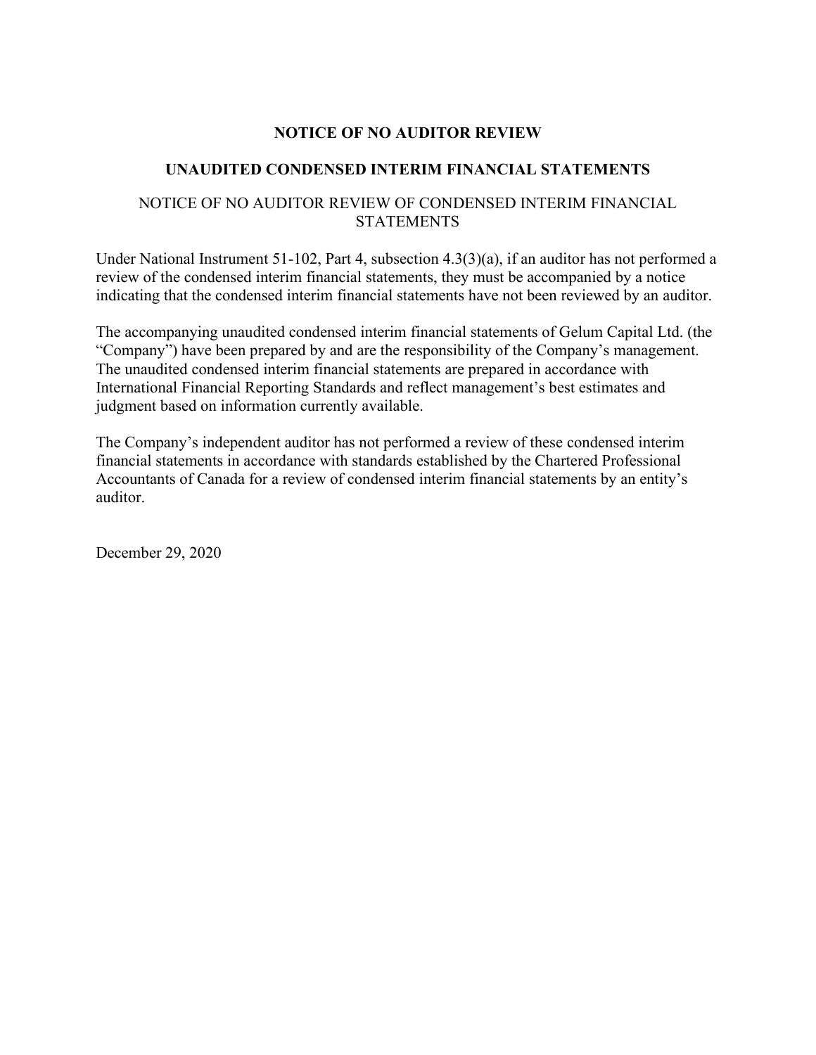# NOTICE OF NO AUDITOR REVIEW

## UNAUDITED CONDENSED INTERIM FINANCIAL STATEMENTS

NOTICE OF NO AUDITOR REVIEW OF CONDENSED INTERIM FINANCIAL STATEMENTS

Under National Instrument 51-102, Part 4, subsection 4.3(3)(a), if an auditor has not performed a review of the condensed interim financial statements, they must be accompanied by a notice indicating that the condensed interim financial statements have not been reviewed by an auditor.

The accompanying unaudited condensed interim financial statements of Gelum Capital Ltd. (the "Company") have been prepared by and are the responsibility of the Company's management. The unaudited condensed interim financial statements are prepared in accordance with International Financial Reporting Standards and reflect management's best estimates and judgment based on information currently available.

The Company's independent auditor has not performed a review of these condensed interim financial statements in accordance with standards established by the Chartered Professional Accountants of Canada for a review of condensed interim financial statements by an entity's auditor.

December 29, 2020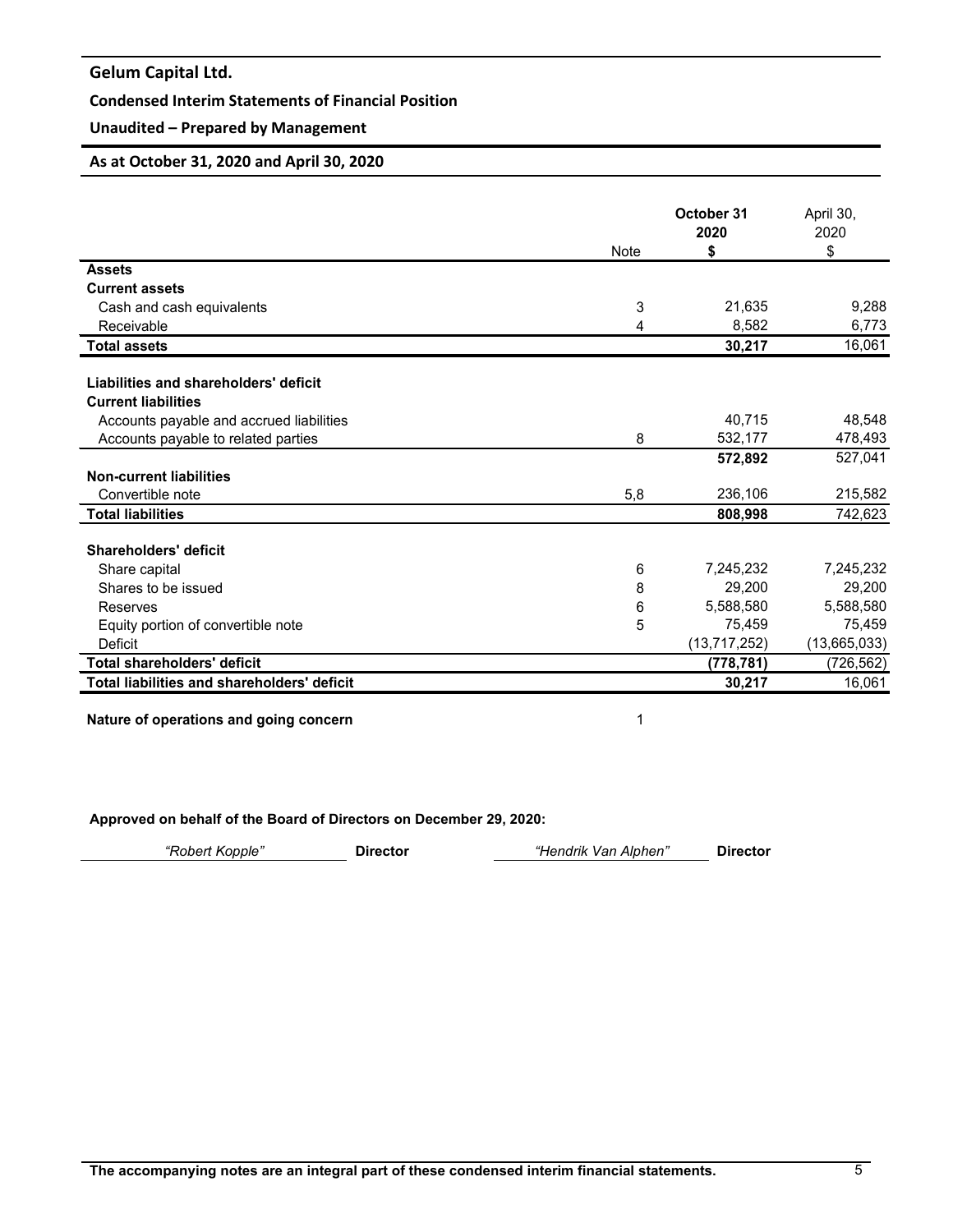# Gelum Capital Ltd.

## Condensed Interim Statements of Financial Position

## Unaudited – Prepared by Management

### As at October 31, 2020 and April 30, 2020

| | Note | **October 31 2020 $** | April 30, 2020 $ |
|---|---|---|---|
| **Assets** | | | |
| **Current assets** | | | |
| Cash and cash equivalents | 3 | 21,635 | 9,288 |
| Receivable | 4 | 8,582 | 6,773 |
| **Total assets** | | **30,217** | 16,061 |
| | | | |
| **Liabilities and shareholders' deficit** | | | |
| **Current liabilities** | | | |
| Accounts payable and accrued liabilities | | 40,715 | 48,548 |
| Accounts payable to related parties | 8 | 532,177 | 478,493 |
| | | **572,892** | 527,041 |
| **Non-current liabilities** | | | |
| Convertible note | 5,8 | 236,106 | 215,582 |
| **Total liabilities** | | **808,998** | 742,623 |
| | | | |
| **Shareholders' deficit** | | | |
| Share capital | 6 | 7,245,232 | 7,245,232 |
| Shares to be issued | 8 | 29,200 | 29,200 |
| Reserves | 6 | 5,588,580 | 5,588,580 |
| Equity portion of convertible note | 5 | 75,459 | 75,459 |
| Deficit | | (13,717,252) | (13,665,033) |
| **Total shareholders' deficit** | | **(778,781)** | (726,562) |
| **Total liabilities and shareholders' deficit** | | **30,217** | 16,061 |

**Nature of operations and going concern** 1

**Approved on behalf of the Board of Directors on December 29, 2020:**

*"Robert Kopple"* **Director** *"Hendrik Van Alphen"* **Director**

**The accompanying notes are an integral part of these condensed interim financial statements.**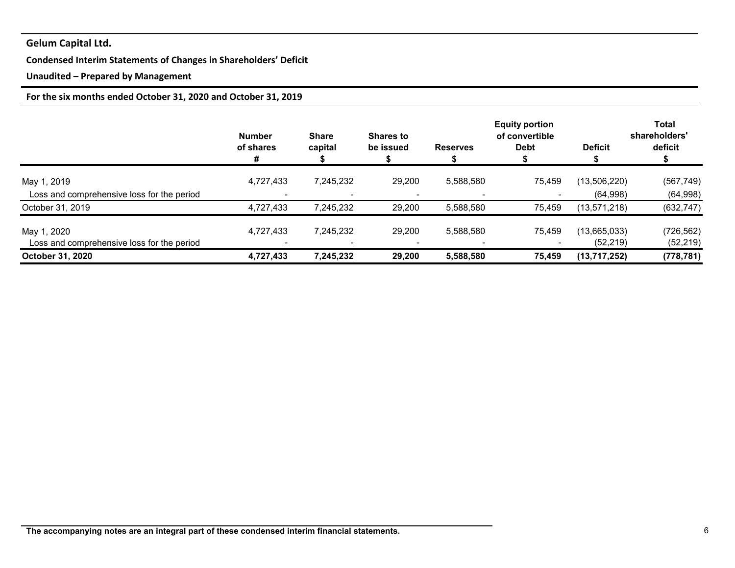**Gelum Capital Ltd.**

**Condensed Interim Statements of Changes in Shareholders' Deficit**

**Unaudited – Prepared by Management**

**For the six months ended October 31, 2020 and October 31, 2019**

| | Number of shares # | Share capital $ | Shares to be issued $ | Reserves $ | Equity portion of convertible Debt $ | Deficit $ | Total shareholders' deficit $ |
|---|---|---|---|---|---|---|---|
| May 1, 2019 | 4,727,433 | 7,245,232 | 29,200 | 5,588,580 | 75,459 | (13,506,220) | (567,749) |
| Loss and comprehensive loss for the period | - | - | - | - | - | (64,998) | (64,998) |
| October 31, 2019 | 4,727,433 | 7,245,232 | 29,200 | 5,588,580 | 75,459 | (13,571,218) | (632,747) |
| May 1, 2020 | 4,727,433 | 7,245,232 | 29,200 | 5,588,580 | 75,459 | (13,665,033) | (726,562) |
| Loss and comprehensive loss for the period | - | - | - | - | - | (52,219) | (52,219) |
| **October 31, 2020** | **4,727,433** | **7,245,232** | **29,200** | **5,588,580** | **75,459** | **(13,717,252)** | **(778,781)** |

**The accompanying notes are an integral part of these condensed interim financial statements.**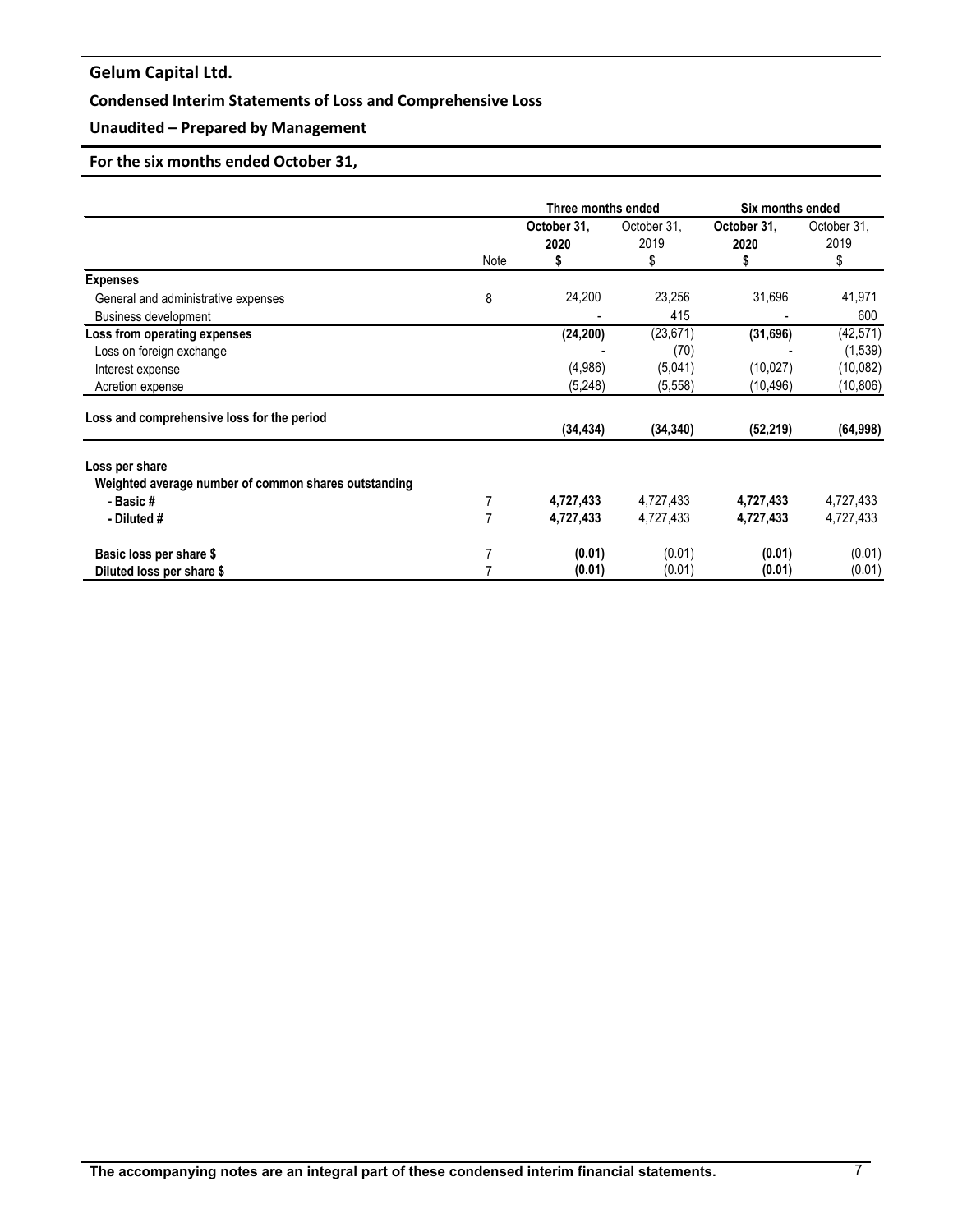# Gelum Capital Ltd.

## Condensed Interim Statements of Loss and Comprehensive Loss

## Unaudited – Prepared by Management

## For the six months ended October 31,

| | | Three months ended | | Six months ended | |
|---|---|---|---|---|---|
| | Note | **October 31, 2020 $** | October 31, 2019 $ | **October 31, 2020 $** | October 31, 2019 $ |
| **Expenses** | | | | | |
| General and administrative expenses | 8 | 24,200 | 23,256 | 31,696 | 41,971 |
| Business development | | - | 415 | - | 600 |
| **Loss from operating expenses** | | **(24,200)** | (23,671) | **(31,696)** | (42,571) |
| Loss on foreign exchange | | - | (70) | - | (1,539) |
| Interest expense | | (4,986) | (5,041) | (10,027) | (10,082) |
| Acretion expense | | (5,248) | (5,558) | (10,496) | (10,806) |
| **Loss and comprehensive loss for the period** | | **(34,434)** | **(34,340)** | **(52,219)** | **(64,998)** |
| **Loss per share** | | | | | |
| **Weighted average number of common shares outstanding** | | | | | |
| **- Basic #** | 7 | **4,727,433** | 4,727,433 | **4,727,433** | 4,727,433 |
| **- Diluted #** | 7 | **4,727,433** | 4,727,433 | **4,727,433** | 4,727,433 |
| **Basic loss per share $** | 7 | **(0.01)** | (0.01) | **(0.01)** | (0.01) |
| **Diluted loss per share $** | 7 | **(0.01)** | (0.01) | **(0.01)** | (0.01) |

**The accompanying notes are an integral part of these condensed interim financial statements.**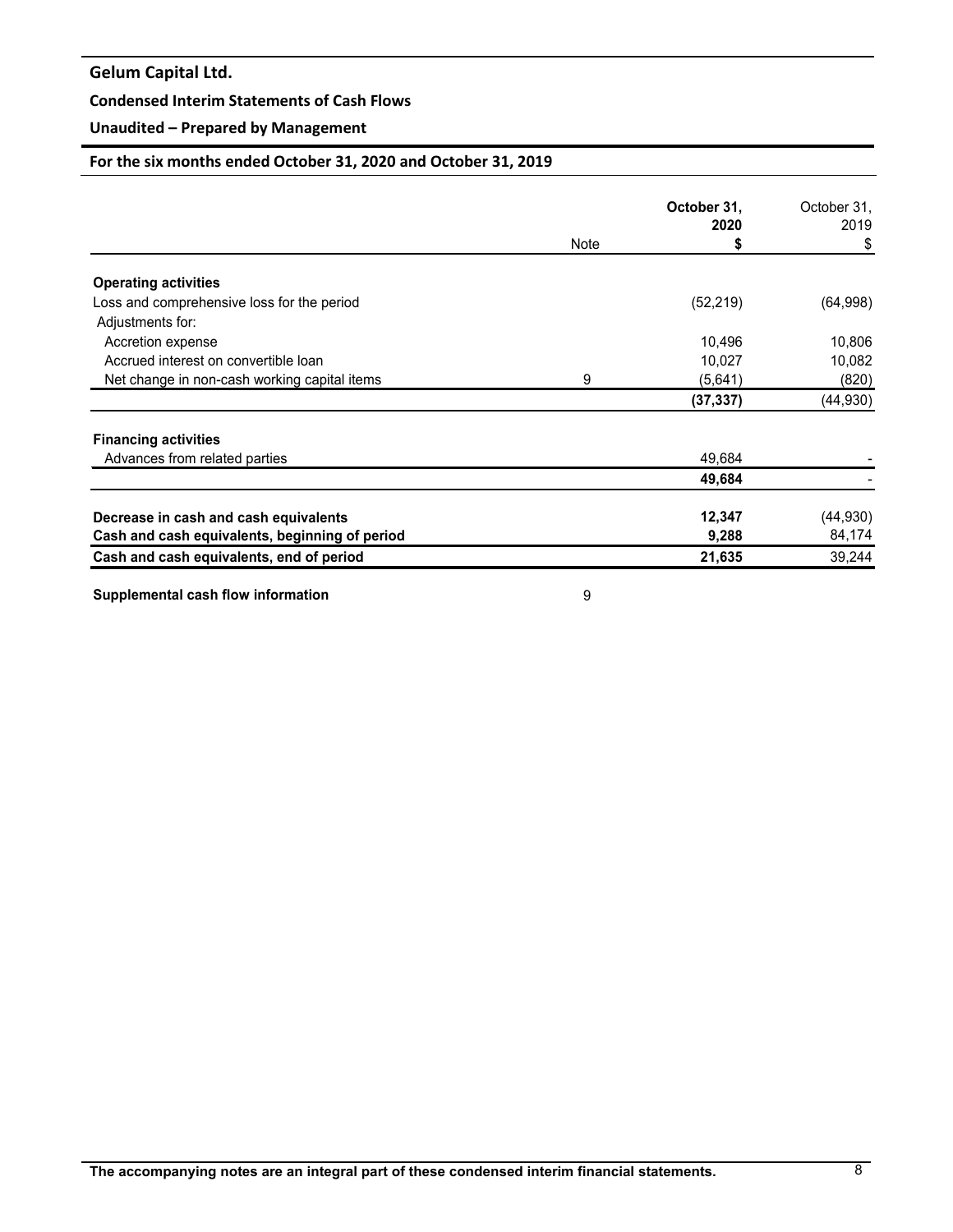# Gelum Capital Ltd.

## Condensed Interim Statements of Cash Flows

## Unaudited – Prepared by Management

### For the six months ended October 31, 2020 and October 31, 2019

| | Note | October 31, 2020 $ | October 31, 2019 $ |
|---|---|---|---|
| **Operating activities** | | | |
| Loss and comprehensive loss for the period | | (52,219) | (64,998) |
| Adjustments for: | | | |
| Accretion expense | | 10,496 | 10,806 |
| Accrued interest on convertible loan | | 10,027 | 10,082 |
| Net change in non-cash working capital items | 9 | (5,641) | (820) |
| | | **(37,337)** | (44,930) |
| **Financing activities** | | | |
| Advances from related parties | | 49,684 | - |
| | | **49,684** | - |
| **Decrease in cash and cash equivalents** | | **12,347** | (44,930) |
| **Cash and cash equivalents, beginning of period** | | **9,288** | 84,174 |
| **Cash and cash equivalents, end of period** | | **21,635** | 39,244 |
| **Supplemental cash flow information** | 9 | | |

**The accompanying notes are an integral part of these condensed interim financial statements.**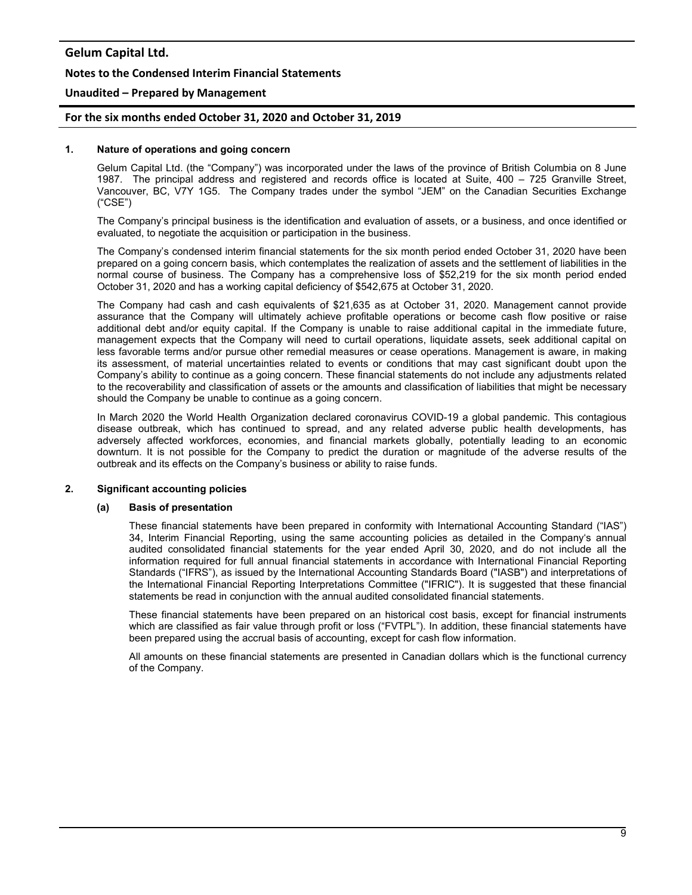## 1. Nature of operations and going concern

Gelum Capital Ltd. (the "Company") was incorporated under the laws of the province of British Columbia on 8 June 1987. The principal address and registered and records office is located at Suite, 400 – 725 Granville Street, Vancouver, BC, V7Y 1G5. The Company trades under the symbol "JEM" on the Canadian Securities Exchange ("CSE")

The Company's principal business is the identification and evaluation of assets, or a business, and once identified or evaluated, to negotiate the acquisition or participation in the business.

The Company's condensed interim financial statements for the six month period ended October 31, 2020 have been prepared on a going concern basis, which contemplates the realization of assets and the settlement of liabilities in the normal course of business. The Company has a comprehensive loss of $52,219 for the six month period ended October 31, 2020 and has a working capital deficiency of $542,675 at October 31, 2020.

The Company had cash and cash equivalents of $21,635 as at October 31, 2020. Management cannot provide assurance that the Company will ultimately achieve profitable operations or become cash flow positive or raise additional debt and/or equity capital. If the Company is unable to raise additional capital in the immediate future, management expects that the Company will need to curtail operations, liquidate assets, seek additional capital on less favorable terms and/or pursue other remedial measures or cease operations. Management is aware, in making its assessment, of material uncertainties related to events or conditions that may cast significant doubt upon the Company's ability to continue as a going concern. These financial statements do not include any adjustments related to the recoverability and classification of assets or the amounts and classification of liabilities that might be necessary should the Company be unable to continue as a going concern.

In March 2020 the World Health Organization declared coronavirus COVID-19 a global pandemic. This contagious disease outbreak, which has continued to spread, and any related adverse public health developments, has adversely affected workforces, economies, and financial markets globally, potentially leading to an economic downturn. It is not possible for the Company to predict the duration or magnitude of the adverse results of the outbreak and its effects on the Company's business or ability to raise funds.

## 2. Significant accounting policies

### (a) Basis of presentation

These financial statements have been prepared in conformity with International Accounting Standard ("IAS") 34, Interim Financial Reporting, using the same accounting policies as detailed in the Company's annual audited consolidated financial statements for the year ended April 30, 2020, and do not include all the information required for full annual financial statements in accordance with International Financial Reporting Standards ("IFRS"), as issued by the International Accounting Standards Board ("IASB") and interpretations of the International Financial Reporting Interpretations Committee ("IFRIC"). It is suggested that these financial statements be read in conjunction with the annual audited consolidated financial statements.

These financial statements have been prepared on an historical cost basis, except for financial instruments which are classified as fair value through profit or loss ("FVTPL"). In addition, these financial statements have been prepared using the accrual basis of accounting, except for cash flow information.

All amounts on these financial statements are presented in Canadian dollars which is the functional currency of the Company.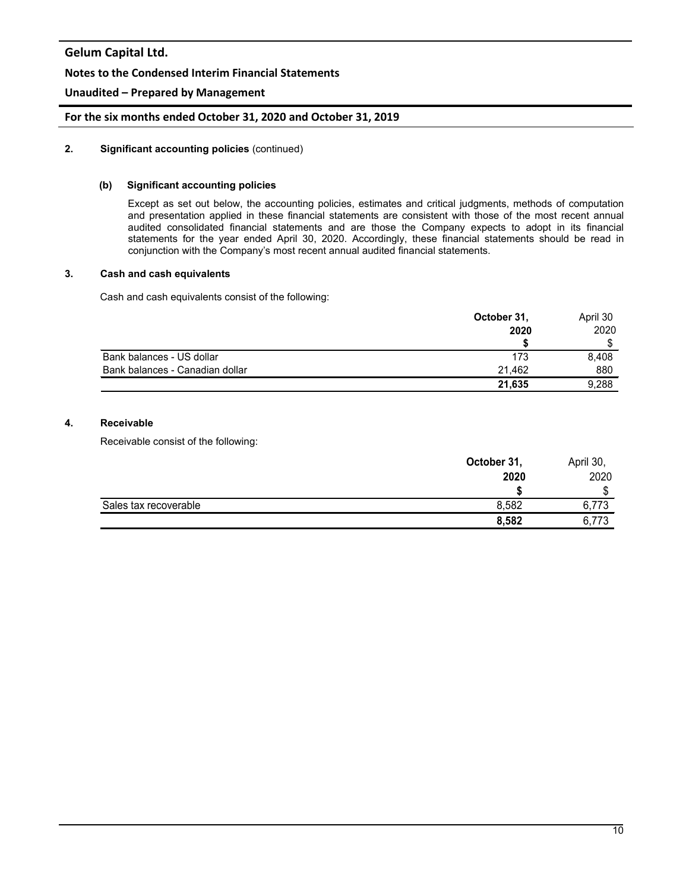## 2. Significant accounting policies (continued)

### (b) Significant accounting policies

Except as set out below, the accounting policies, estimates and critical judgments, methods of computation and presentation applied in these financial statements are consistent with those of the most recent annual audited consolidated financial statements and are those the Company expects to adopt in its financial statements for the year ended April 30, 2020. Accordingly, these financial statements should be read in conjunction with the Company's most recent annual audited financial statements.

## 3. Cash and cash equivalents

Cash and cash equivalents consist of the following:

| | **October 31, 2020** | April 30 2020 |
|---|---|---|
| | **$** | $ |
| Bank balances - US dollar | 173 | 8,408 |
| Bank balances - Canadian dollar | 21,462 | 880 |
| | **21,635** | 9,288 |

## 4. Receivable

Receivable consist of the following:

| | **October 31, 2020** | April 30, 2020 |
|---|---|---|
| | **$** | $ |
| Sales tax recoverable | 8,582 | 6,773 |
| | **8,582** | 6,773 |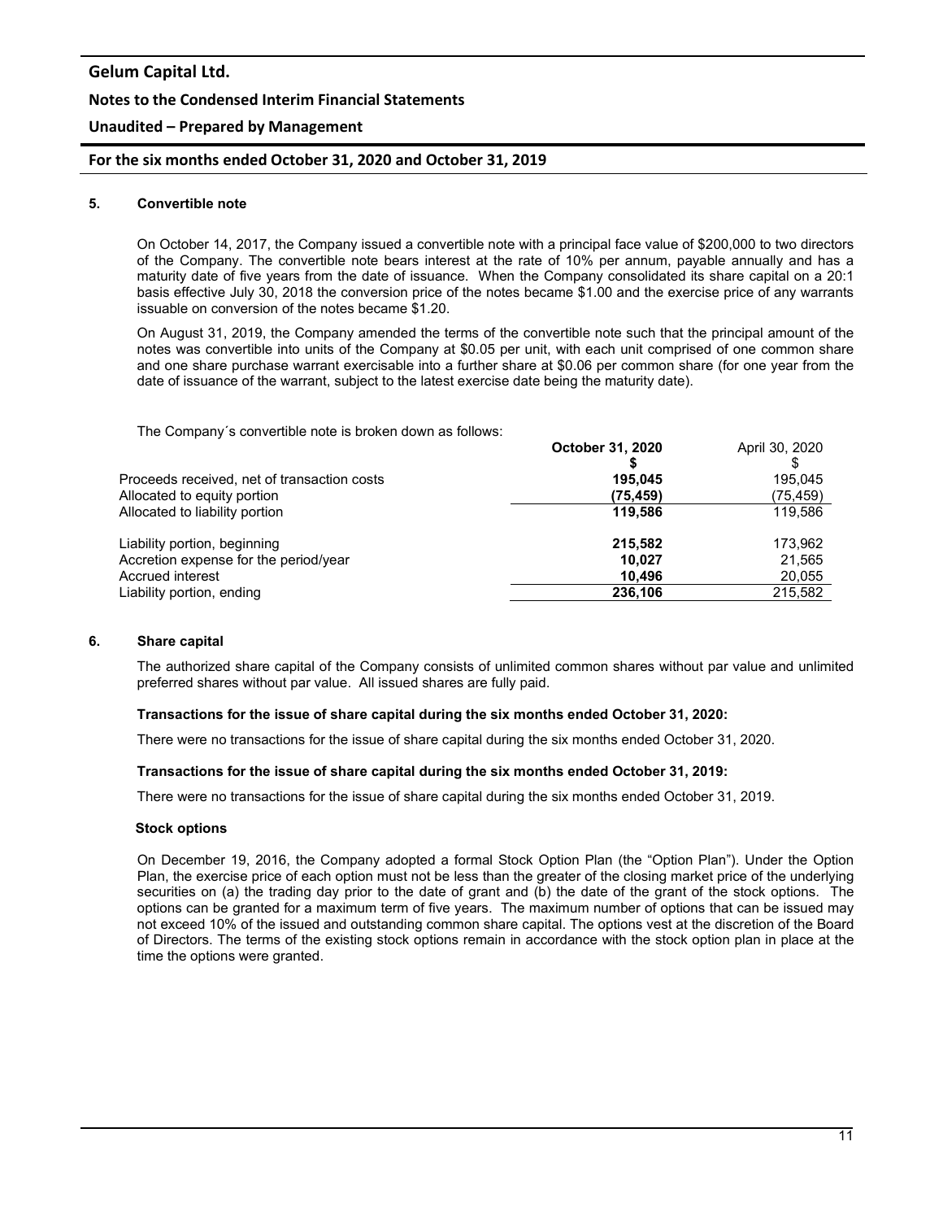## 5. Convertible note

On October 14, 2017, the Company issued a convertible note with a principal face value of $200,000 to two directors of the Company. The convertible note bears interest at the rate of 10% per annum, payable annually and has a maturity date of five years from the date of issuance. When the Company consolidated its share capital on a 20:1 basis effective July 30, 2018 the conversion price of the notes became $1.00 and the exercise price of any warrants issuable on conversion of the notes became $1.20.

On August 31, 2019, the Company amended the terms of the convertible note such that the principal amount of the notes was convertible into units of the Company at $0.05 per unit, with each unit comprised of one common share and one share purchase warrant exercisable into a further share at $0.06 per common share (for one year from the date of issuance of the warrant, subject to the latest exercise date being the maturity date).

The Company´s convertible note is broken down as follows:

| | **October 31, 2020** | April 30, 2020 |
|---|---|---|
| | **$** | $ |
| Proceeds received, net of transaction costs | **195,045** | 195,045 |
| Allocated to equity portion | **(75,459)** | (75,459) |
| Allocated to liability portion | **119,586** | 119,586 |
| | | |
| Liability portion, beginning | **215,582** | 173,962 |
| Accretion expense for the period/year | **10,027** | 21,565 |
| Accrued interest | **10,496** | 20,055 |
| Liability portion, ending | **236,106** | 215,582 |

## 6. Share capital

The authorized share capital of the Company consists of unlimited common shares without par value and unlimited preferred shares without par value. All issued shares are fully paid.

**Transactions for the issue of share capital during the six months ended October 31, 2020:**

There were no transactions for the issue of share capital during the six months ended October 31, 2020.

**Transactions for the issue of share capital during the six months ended October 31, 2019:**

There were no transactions for the issue of share capital during the six months ended October 31, 2019.

**Stock options**

On December 19, 2016, the Company adopted a formal Stock Option Plan (the "Option Plan"). Under the Option Plan, the exercise price of each option must not be less than the greater of the closing market price of the underlying securities on (a) the trading day prior to the date of grant and (b) the date of the grant of the stock options. The options can be granted for a maximum term of five years. The maximum number of options that can be issued may not exceed 10% of the issued and outstanding common share capital. The options vest at the discretion of the Board of Directors. The terms of the existing stock options remain in accordance with the stock option plan in place at the time the options were granted.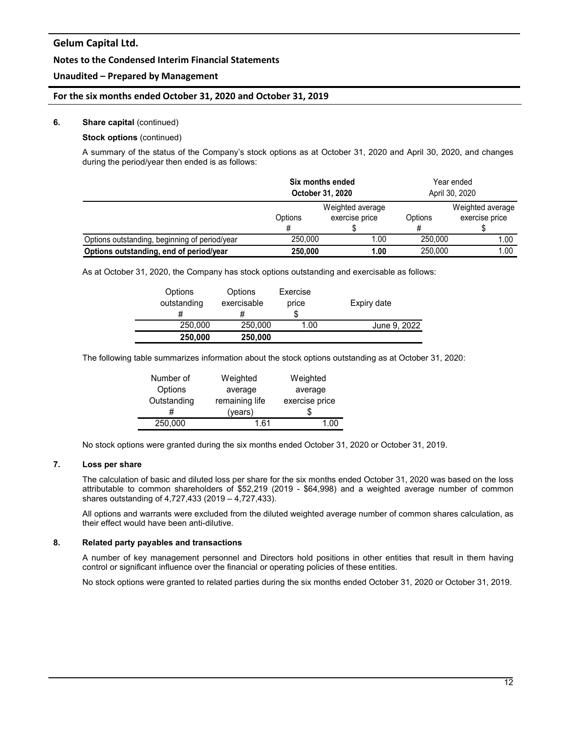**6. Share capital** (continued)

**Stock options** (continued)

A summary of the status of the Company's stock options as at October 31, 2020 and April 30, 2020, and changes during the period/year then ended is as follows:

| | **Six months ended October 31, 2020** | | Year ended April 30, 2020 | |
|---|---|---|---|---|
| | Options # | Weighted average exercise price $ | Options # | Weighted average exercise price $ |
| Options outstanding, beginning of period/year | 250,000 | 1.00 | 250,000 | 1.00 |
| **Options outstanding, end of period/year** | **250,000** | **1.00** | 250,000 | 1.00 |

As at October 31, 2020, the Company has stock options outstanding and exercisable as follows:

| Options outstanding # | Options exercisable # | Exercise price $ | Expiry date |
|---|---|---|---|
| 250,000 | 250,000 | 1.00 | June 9, 2022 |
| **250,000** | **250,000** | | |

The following table summarizes information about the stock options outstanding as at October 31, 2020:

| Number of Options Outstanding # | Weighted average remaining life (years) | Weighted average exercise price $ |
|---|---|---|
| 250,000 | 1.61 | 1.00 |

No stock options were granted during the six months ended October 31, 2020 or October 31, 2019.

**7. Loss per share**

The calculation of basic and diluted loss per share for the six months ended October 31, 2020 was based on the loss attributable to common shareholders of $52,219 (2019 - $64,998) and a weighted average number of common shares outstanding of 4,727,433 (2019 – 4,727,433).

All options and warrants were excluded from the diluted weighted average number of common shares calculation, as their effect would have been anti-dilutive.

**8. Related party payables and transactions**

A number of key management personnel and Directors hold positions in other entities that result in them having control or significant influence over the financial or operating policies of these entities.

No stock options were granted to related parties during the six months ended October 31, 2020 or October 31, 2019.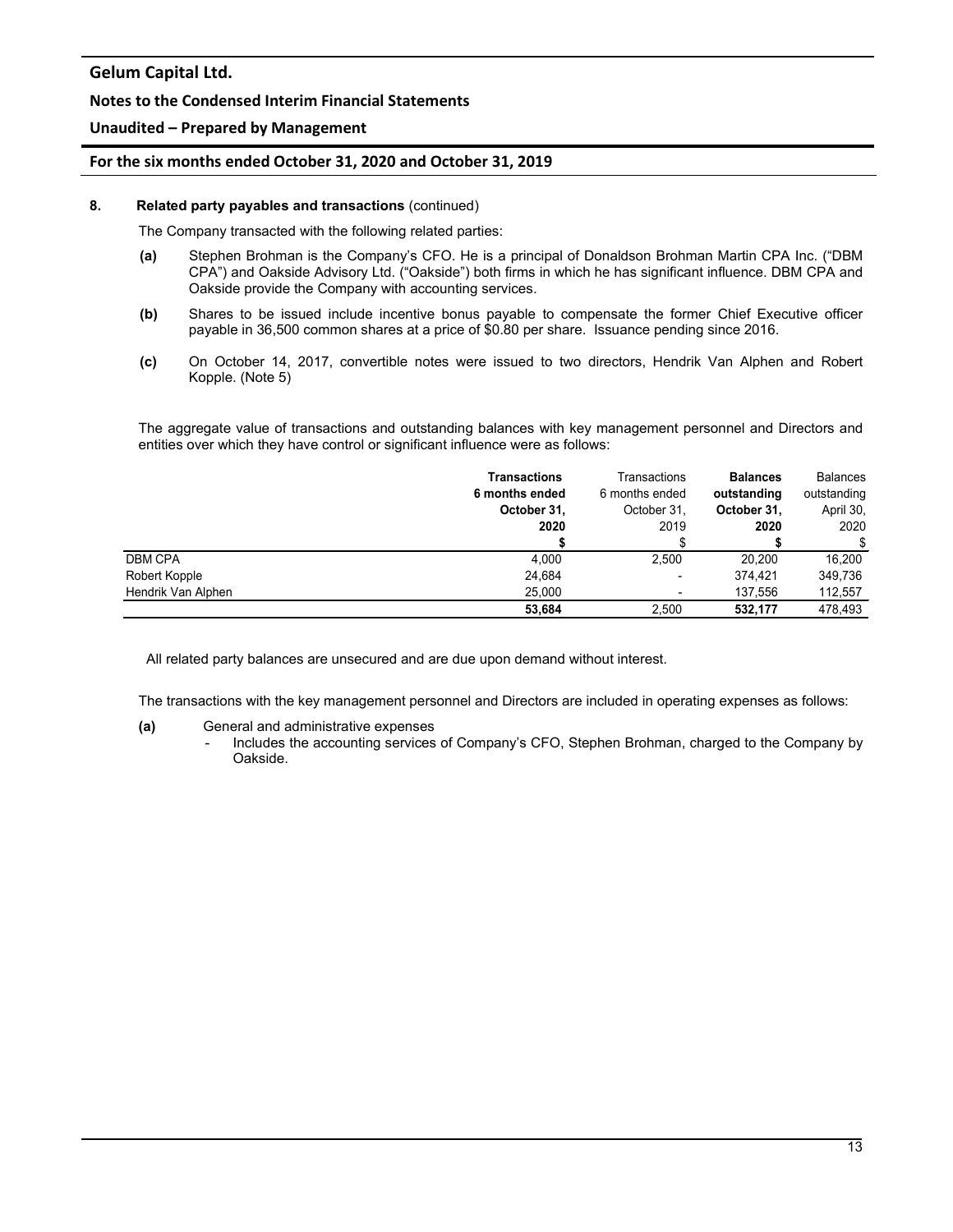## 8. Related party payables and transactions (continued)

The Company transacted with the following related parties:

- **(a)** Stephen Brohman is the Company's CFO. He is a principal of Donaldson Brohman Martin CPA Inc. ("DBM CPA") and Oakside Advisory Ltd. ("Oakside") both firms in which he has significant influence. DBM CPA and Oakside provide the Company with accounting services.
- **(b)** Shares to be issued include incentive bonus payable to compensate the former Chief Executive officer payable in 36,500 common shares at a price of $0.80 per share. Issuance pending since 2016.
- **(c)** On October 14, 2017, convertible notes were issued to two directors, Hendrik Van Alphen and Robert Kopple. (Note 5)

The aggregate value of transactions and outstanding balances with key management personnel and Directors and entities over which they have control or significant influence were as follows:

| | **Transactions 6 months ended October 31, 2020** | Transactions 6 months ended October 31, 2019 | **Balances outstanding October 31, 2020** | Balances outstanding April 30, 2020 |
|---|---|---|---|---|
| | **$** | $ | **$** | $ |
| DBM CPA | 4,000 | 2,500 | 20,200 | 16,200 |
| Robert Kopple | 24,684 | - | 374,421 | 349,736 |
| Hendrik Van Alphen | 25,000 | - | 137,556 | 112,557 |
| | **53,684** | 2,500 | **532,177** | 478,493 |

All related party balances are unsecured and are due upon demand without interest.

The transactions with the key management personnel and Directors are included in operating expenses as follows:

- **(a)** General and administrative expenses
  - Includes the accounting services of Company's CFO, Stephen Brohman, charged to the Company by Oakside.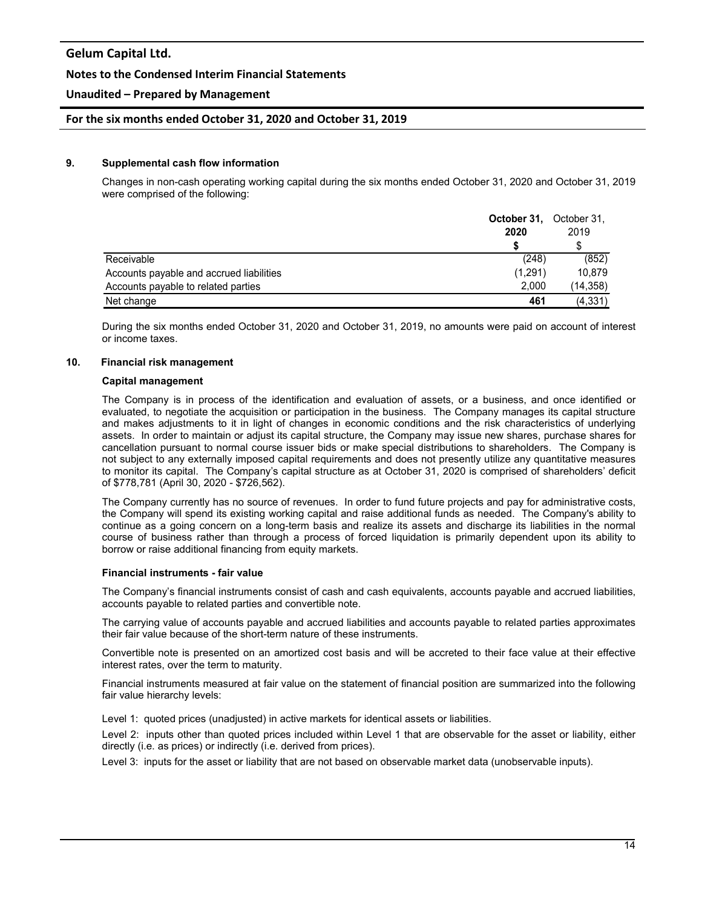## 9. Supplemental cash flow information

Changes in non-cash operating working capital during the six months ended October 31, 2020 and October 31, 2019 were comprised of the following:

| | **October 31, 2020** | October 31, 2019 |
|---|---|---|
| | **$** | $ |
| Receivable | (248) | (852) |
| Accounts payable and accrued liabilities | (1,291) | 10,879 |
| Accounts payable to related parties | 2,000 | (14,358) |
| Net change | **461** | (4,331) |

During the six months ended October 31, 2020 and October 31, 2019, no amounts were paid on account of interest or income taxes.

## 10. Financial risk management

### Capital management

The Company is in process of the identification and evaluation of assets, or a business, and once identified or evaluated, to negotiate the acquisition or participation in the business. The Company manages its capital structure and makes adjustments to it in light of changes in economic conditions and the risk characteristics of underlying assets. In order to maintain or adjust its capital structure, the Company may issue new shares, purchase shares for cancellation pursuant to normal course issuer bids or make special distributions to shareholders. The Company is not subject to any externally imposed capital requirements and does not presently utilize any quantitative measures to monitor its capital. The Company's capital structure as at October 31, 2020 is comprised of shareholders' deficit of $778,781 (April 30, 2020 - $726,562).

The Company currently has no source of revenues. In order to fund future projects and pay for administrative costs, the Company will spend its existing working capital and raise additional funds as needed. The Company's ability to continue as a going concern on a long-term basis and realize its assets and discharge its liabilities in the normal course of business rather than through a process of forced liquidation is primarily dependent upon its ability to borrow or raise additional financing from equity markets.

### Financial instruments - fair value

The Company's financial instruments consist of cash and cash equivalents, accounts payable and accrued liabilities, accounts payable to related parties and convertible note.

The carrying value of accounts payable and accrued liabilities and accounts payable to related parties approximates their fair value because of the short-term nature of these instruments.

Convertible note is presented on an amortized cost basis and will be accreted to their face value at their effective interest rates, over the term to maturity.

Financial instruments measured at fair value on the statement of financial position are summarized into the following fair value hierarchy levels:

Level 1: quoted prices (unadjusted) in active markets for identical assets or liabilities.

Level 2: inputs other than quoted prices included within Level 1 that are observable for the asset or liability, either directly (i.e. as prices) or indirectly (i.e. derived from prices).

Level 3: inputs for the asset or liability that are not based on observable market data (unobservable inputs).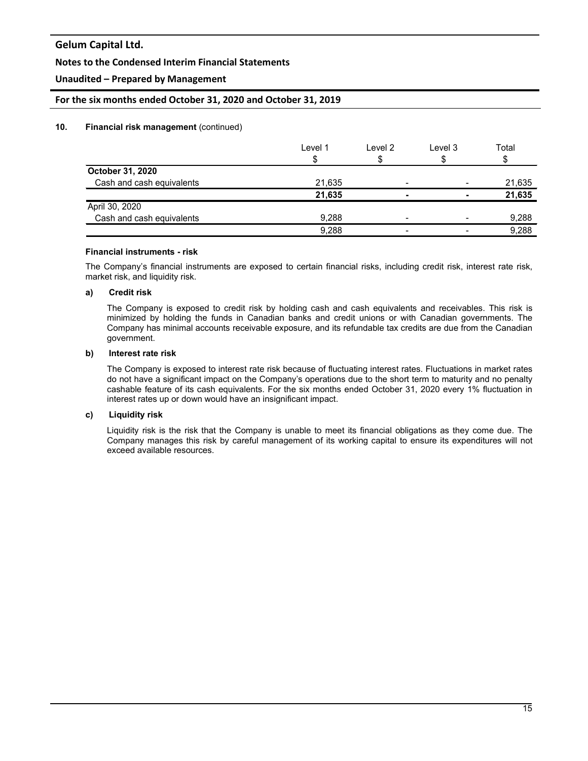## 10. Financial risk management (continued)

| | Level 1 | Level 2 | Level 3 | Total |
|---|---|---|---|---|
| | $ | $ | $ | $ |
| **October 31, 2020** | | | | |
| Cash and cash equivalents | 21,635 | - | - | 21,635 |
| | **21,635** | **-** | **-** | **21,635** |
| April 30, 2020 | | | | |
| Cash and cash equivalents | 9,288 | - | - | 9,288 |
| | 9,288 | - | - | 9,288 |

### Financial instruments - risk

The Company's financial instruments are exposed to certain financial risks, including credit risk, interest rate risk, market risk, and liquidity risk.

#### a) Credit risk

The Company is exposed to credit risk by holding cash and cash equivalents and receivables. This risk is minimized by holding the funds in Canadian banks and credit unions or with Canadian governments. The Company has minimal accounts receivable exposure, and its refundable tax credits are due from the Canadian government.

#### b) Interest rate risk

The Company is exposed to interest rate risk because of fluctuating interest rates. Fluctuations in market rates do not have a significant impact on the Company's operations due to the short term to maturity and no penalty cashable feature of its cash equivalents. For the six months ended October 31, 2020 every 1% fluctuation in interest rates up or down would have an insignificant impact.

#### c) Liquidity risk

Liquidity risk is the risk that the Company is unable to meet its financial obligations as they come due. The Company manages this risk by careful management of its working capital to ensure its expenditures will not exceed available resources.